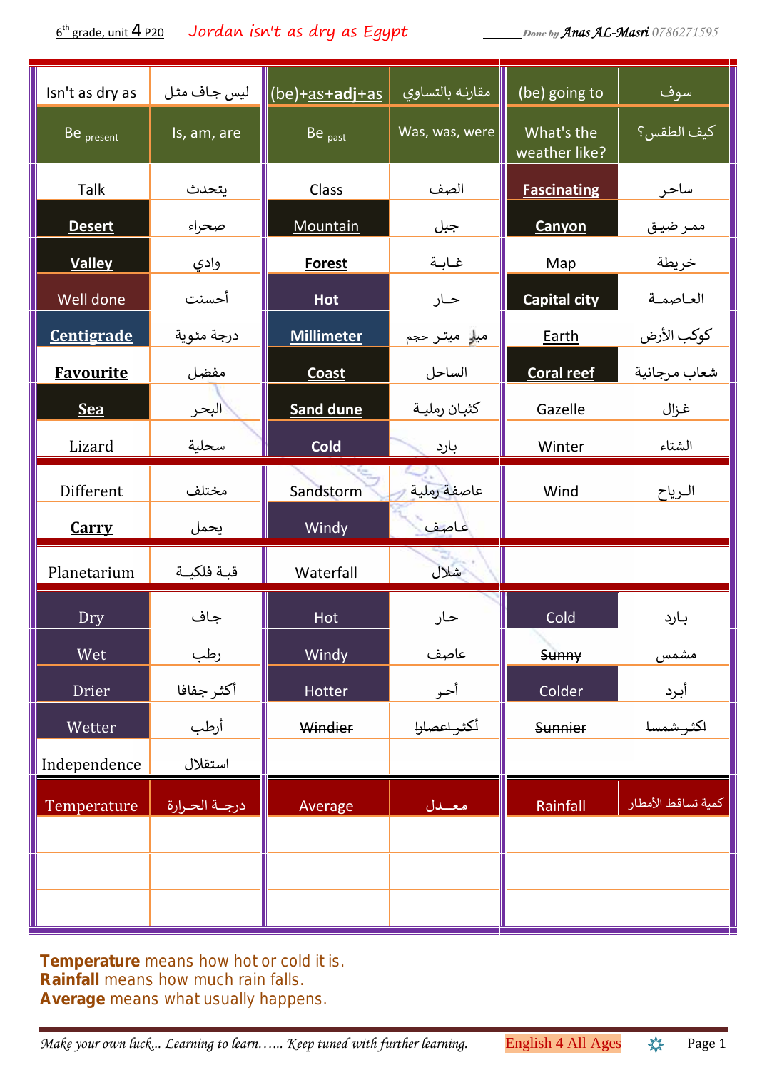6[th] grade, unit 4 P20 — *Jordan isn't as dry as Egypt* — Done by Anas AL-Masri 0786271595

| | | | | | |
|---|---|---|---|---|---|
| Isn't as dry as | ليس جاف مثل | (be)+as+**adj**+as | مقارنه بالتساوي | (be) going to | سوف |
| Be present | Is, am, are | Be past | Was, was, were | What's the weather like? | كيف الطقس؟ |
| Talk | يتحدث | Class | الصف | **Fascinating** | ساحر |
| **Desert** | صحراء | Mountain | جبل | **Canyon** | ممر ضيق |
| **Valley** | وادي | **Forest** | غـابـة | Map | خريطة |
| Well done | أحسنت | **Hot** | حـار | **Capital city** | العـاصمـة |
| **Centigrade** | درجة مئوية | **Millimeter** | ميلي ميتر حجم | Earth | كوكب الأرض |
| **Favourite** | مفضل | **Coast** | الساحل | **Coral reef** | شعاب مرجانية |
| **Sea** | البحر | **Sand dune** | كثبان رملية | Gazelle | غزال |
| Lizard | سحلية | **Cold** | بارد | Winter | الشتاء |
| Different | مختلف | Sandstorm | عاصفة رملية | Wind | الـرياح |
| **Carry** | يحمل | Windy | عـاصف | | |
| Planetarium | قبـة فلكيــة | Waterfall | شلال | | |
| Dry | جاف | Hot | حـار | Cold | بـارد |
| Wet | رطب | Windy | عاصف | ~~Sunny~~ | مشمس |
| Drier | أكثر جفافا | Hotter | أحـر | Colder | أبـرد |
| Wetter | أرطب | ~~Windier~~ | ~~أكثر اعصارا~~ | ~~Sunnier~~ | ~~اكثر شمسا~~ |
| Independence | استقلال | | | | |
| Temperature | درجـة الحـرارة | Average | معـــدل | Rainfall | كمية تساقط الأمطار |
| | | | | | |
| | | | | | |
| | | | | | |

**Temperature** means how hot or cold it is.
**Rainfall** means how much rain falls.
**Average** means what usually happens.

*Make your own luck… Learning to learn…… Keep tuned with further learning.* English 4 All Ages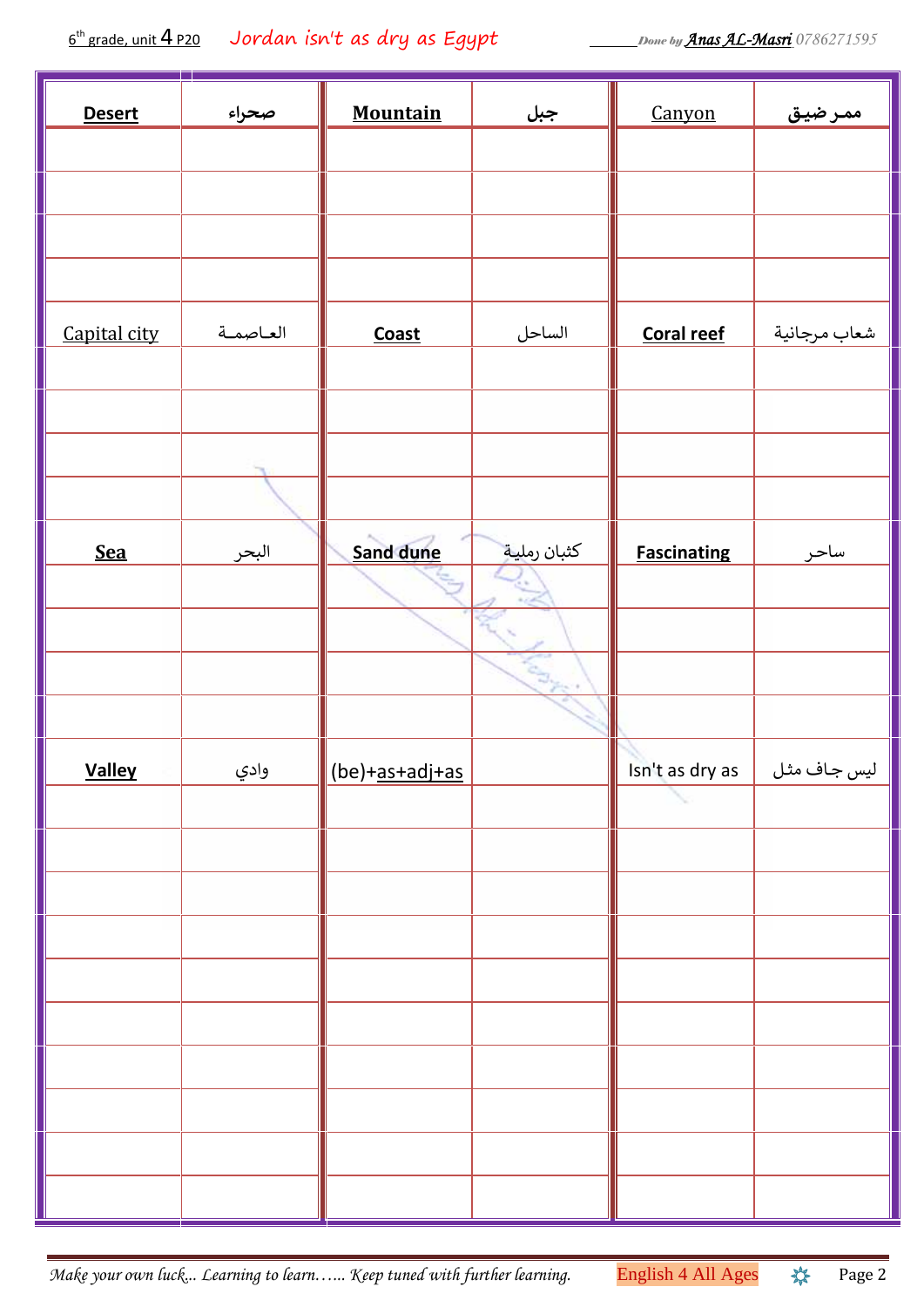6th grade, unit 4 P20 Jordan isn't as dry as Egypt

| Desert | صحراء | Mountain | جبل | Canyon | ممر ضيق |
|---|---|---|---|---|---|
| | | | | | |
| | | | | | |
| | | | | | |
| | | | | | |
| Capital city | العاصمة | Coast | الساحل | Coral reef | شعاب مرجانية |
| | | | | | |
| | | | | | |
| | | | | | |
| | | | | | |
| Sea | البحر | Sand dune | كثبان رملية | Fascinating | ساحر |
| | | | | | |
| | | | | | |
| | | | | | |
| | | | | | |
| Valley | وادي | (be)+as+adj+as | | Isn't as dry as | ليس جاف مثل |
| | | | | | |
| | | | | | |
| | | | | | |
| | | | | | |
| | | | | | |
| | | | | | |
| | | | | | |
| | | | | | |
| | | | | | |
| | | | | | |

Make your own luck... Learning to learn…... Keep tuned with further learning. English 4 All Ages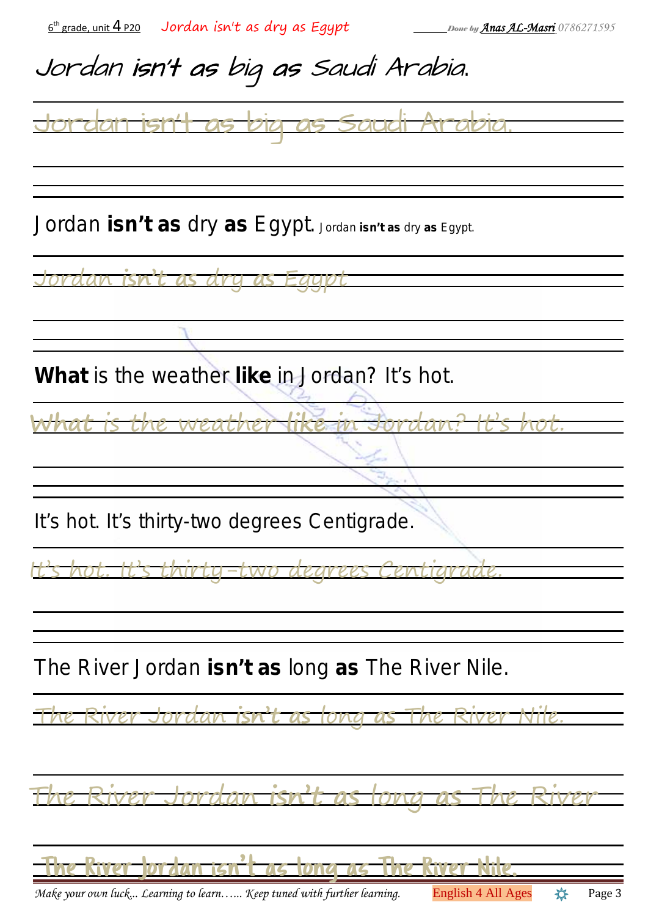Jordan **isn't as** big **as** Saudi Arabia.

Jordan isn't as big as Saudi Arabia.

Jordan **isn't as** dry **as** Egypt. Jordan **isn't as** dry **as** Egypt.

Jordan isn't as dry as Egypt

**What** is the weather **like** in Jordan? It's hot.

What is the weather like in Jordan? It's hot.

It's hot. It's thirty-two degrees Centigrade.

It's hot. It's thirty-two degrees Centigrade.

The River Jordan **isn't as** long **as** The River Nile.

The River Jordan isn't as long as The River Nile.

The River Jordan isn't as long as The River

The River Jordan isn't as long as The River Nile.

*Make your own luck... Learning to learn…... Keep tuned with further learning.*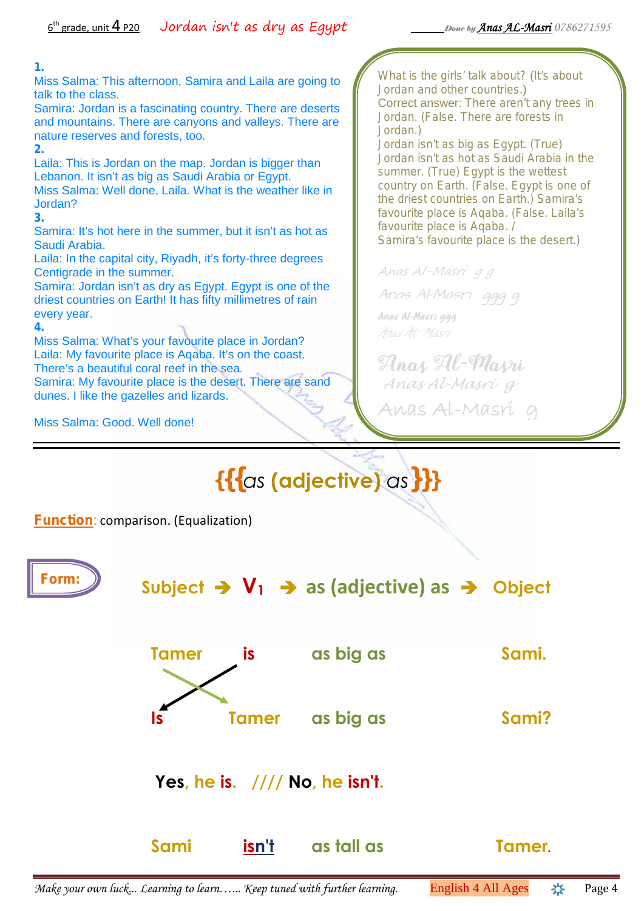6th grade, unit 4 P20 **Jordan isn't as dry as Egypt**

**1.**
Miss Salma: This afternoon, Samira and Laila are going to talk to the class.
Samira: Jordan is a fascinating country. There are deserts and mountains. There are canyons and valleys. There are nature reserves and forests, too.

**2.**
Laila: This is Jordan on the map. Jordan is bigger than Lebanon. It isn't as big as Saudi Arabia or Egypt.
Miss Salma: Well done, Laila. What is the weather like in Jordan?

**3.**
Samira: It's hot here in the summer, but it isn't as hot as Saudi Arabia.
Laila: In the capital city, Riyadh, it's forty-three degrees Centigrade in the summer.
Samira: Jordan isn't as dry as Egypt. Egypt is one of the driest countries on Earth! It has fifty millimetres of rain every year.

**4.**
Miss Salma: What's your favourite place in Jordan?
Laila: My favourite place is Aqaba. It's on the coast. There's a beautiful coral reef in the sea.
Samira: My favourite place is the desert. There are sand dunes. I like the gazelles and lizards.

Miss Salma: Good. Well done!

What is the girls' talk about? (It's about Jordan and other countries.)
Correct answer: There aren't any trees in Jordan. (False. There are forests in Jordan.)
Jordan isn't as big as Egypt. (True)
Jordan isn't as hot as Saudi Arabia in the summer. (True) Egypt is the wettest country on Earth. (False. Egypt is one of the driest countries on Earth.) Samira's favourite place is Aqaba. (False. Laila's favourite place is Aqaba. / Samira's favourite place is the desert.)

---

# {{{as (adjective) as}}}

**Function**: comparison. (Equalization)

**Form:**

**Subject ➔ $V_1$ ➔ as (adjective) as ➔ Object**

| Subject | $V_1$ | as (adjective) as | Object |
|---|---|---|---|
| Tamer | is | as big as | Sami. |
| Is | Tamer | as big as | Sami? |

**Yes, he is. //// No, he isn't.**

| Subject | $V_1$ | as (adjective) as | Object |
|---|---|---|---|
| Sami | isn't | as tall as | Tamer. |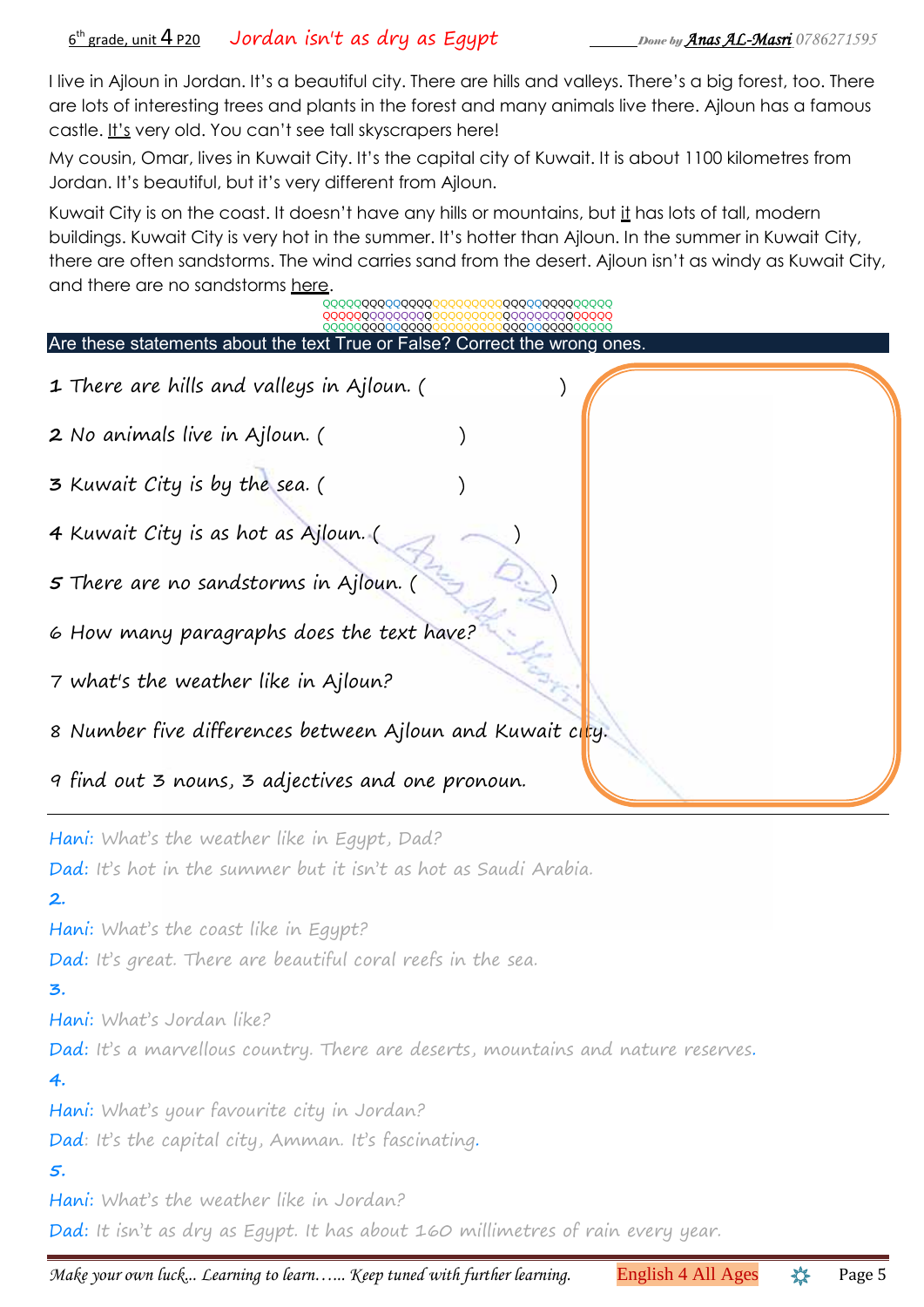# Jordan isn't as dry as Egypt

I live in Ajloun in Jordan. It's a beautiful city. There are hills and valleys. There's a big forest, too. There are lots of interesting trees and plants in the forest and many animals live there. Ajloun has a famous castle. It's very old. You can't see tall skyscrapers here!

My cousin, Omar, lives in Kuwait City. It's the capital city of Kuwait. It is about 1100 kilometres from Jordan. It's beautiful, but it's very different from Ajloun.

Kuwait City is on the coast. It doesn't have any hills or mountains, but it has lots of tall, modern buildings. Kuwait City is very hot in the summer. It's hotter than Ajloun. In the summer in Kuwait City, there are often sandstorms. The wind carries sand from the desert. Ajloun isn't as windy as Kuwait City, and there are no sandstorms here.

**Are these statements about the text True or False? Correct the wrong ones.**

1 There are hills and valleys in Ajloun. (                    )

2 No animals live in Ajloun. (                    )

3 Kuwait City is by the sea. (                    )

4 Kuwait City is as hot as Ajloun. (                    )

5 There are no sandstorms in Ajloun. (                    )

6 How many paragraphs does the text have?

7 what's the weather like in Ajloun?

8 Number five differences between Ajloun and Kuwait city.

9 find out 3 nouns, 3 adjectives and one pronoun.

---

Hani: What's the weather like in Egypt, Dad?

Dad: It's hot in the summer but it isn't as hot as Saudi Arabia.

2.

Hani: What's the coast like in Egypt?

Dad: It's great. There are beautiful coral reefs in the sea.

3.

Hani: What's Jordan like?

Dad: It's a marvellous country. There are deserts, mountains and nature reserves.

4.

Hani: What's your favourite city in Jordan?

Dad: It's the capital city, Amman. It's fascinating.

5.

Hani: What's the weather like in Jordan?

Dad: It isn't as dry as Egypt. It has about 160 millimetres of rain every year.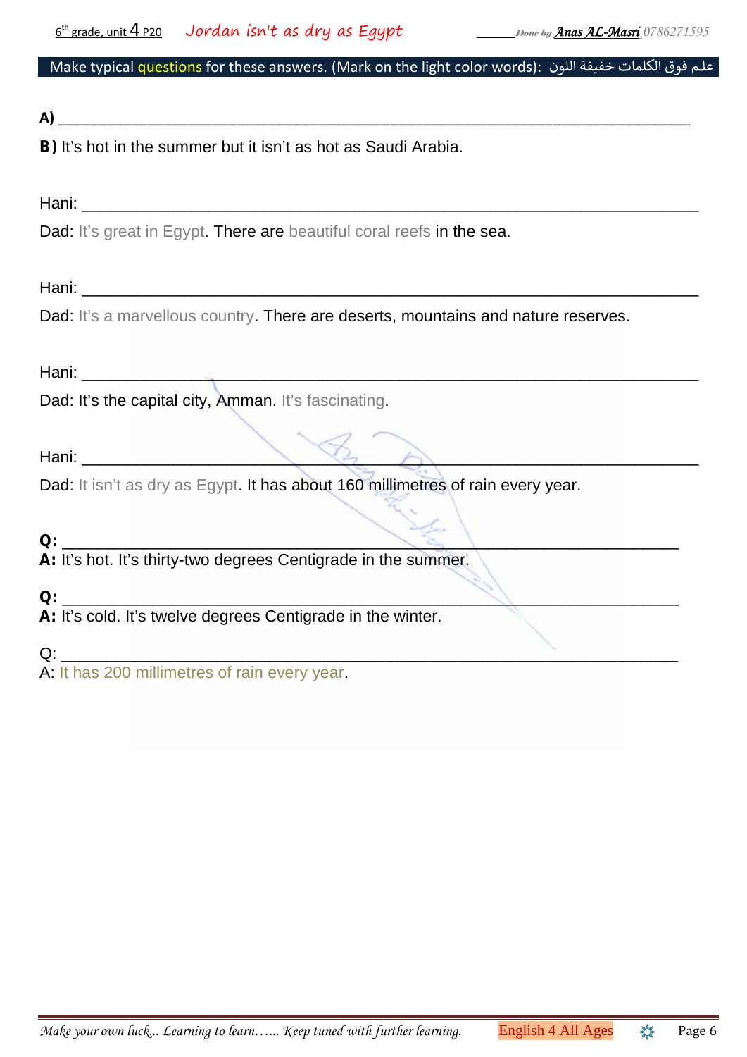Make typical questions for these answers. (Mark on the light color words): علم فوق الكلمات خفيفة اللون

**A)** ______________________________________________________________________

**B)** It's hot in the summer but it isn't as hot as Saudi Arabia.

Hani: ______________________________________________________________________

Dad: It's great in Egypt. There are beautiful coral reefs in the sea.

Hani: ______________________________________________________________________

Dad: It's a marvellous country. There are deserts, mountains and nature reserves.

Hani: ______________________________________________________________________

Dad: It's the capital city, Amman. It's fascinating.

Hani: ______________________________________________________________________

Dad: It isn't as dry as Egypt. It has about 160 millimetres of rain every year.

**Q:** ______________________________________________________________________

**A:** It's hot. It's thirty-two degrees Centigrade in the summer.

**Q:** ______________________________________________________________________

**A:** It's cold. It's twelve degrees Centigrade in the winter.

Q: ______________________________________________________________________

A: It has 200 millimetres of rain every year.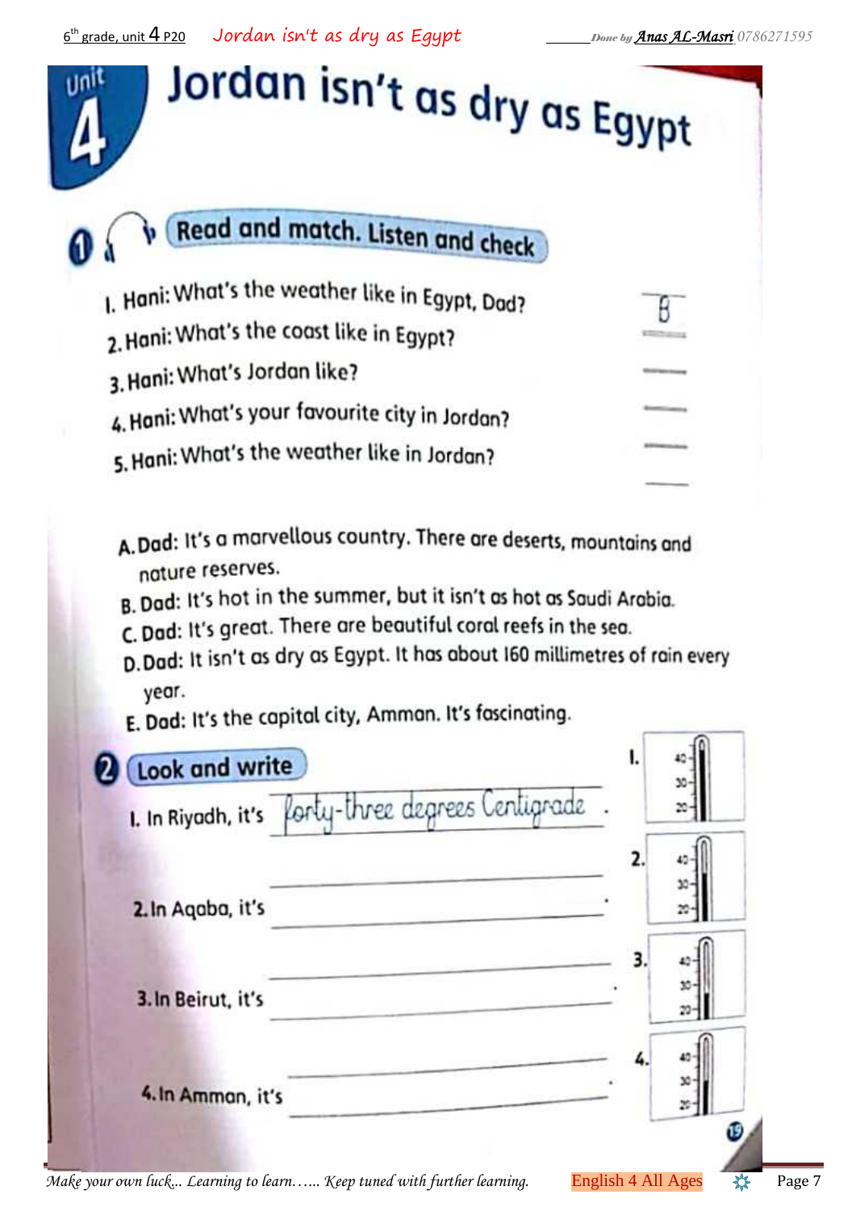# Unit 4 Jordan isn't as dry as Egypt

## 1 Read and match. Listen and check

1. Hani: What's the weather like in Egypt, Dad? B
2. Hani: What's the coast like in Egypt? ____
3. Hani: What's Jordan like? ____
4. Hani: What's your favourite city in Jordan? ____
5. Hani: What's the weather like in Jordan? ____

A. Dad: It's a marvellous country. There are deserts, mountains and nature reserves.
B. Dad: It's hot in the summer, but it isn't as hot as Saudi Arabia.
C. Dad: It's great. There are beautiful coral reefs in the sea.
D. Dad: It isn't as dry as Egypt. It has about 160 millimetres of rain every year.
E. Dad: It's the capital city, Amman. It's fascinating.

## 2 Look and write

1. In Riyadh, it's forty-three degrees Centigrade.
2. In Aqaba, it's ____________________.
3. In Beirut, it's ____________________.
4. In Amman, it's ____________________.

*Make your own luck… Learning to learn…… Keep tuned with further learning.* English 4 All Ages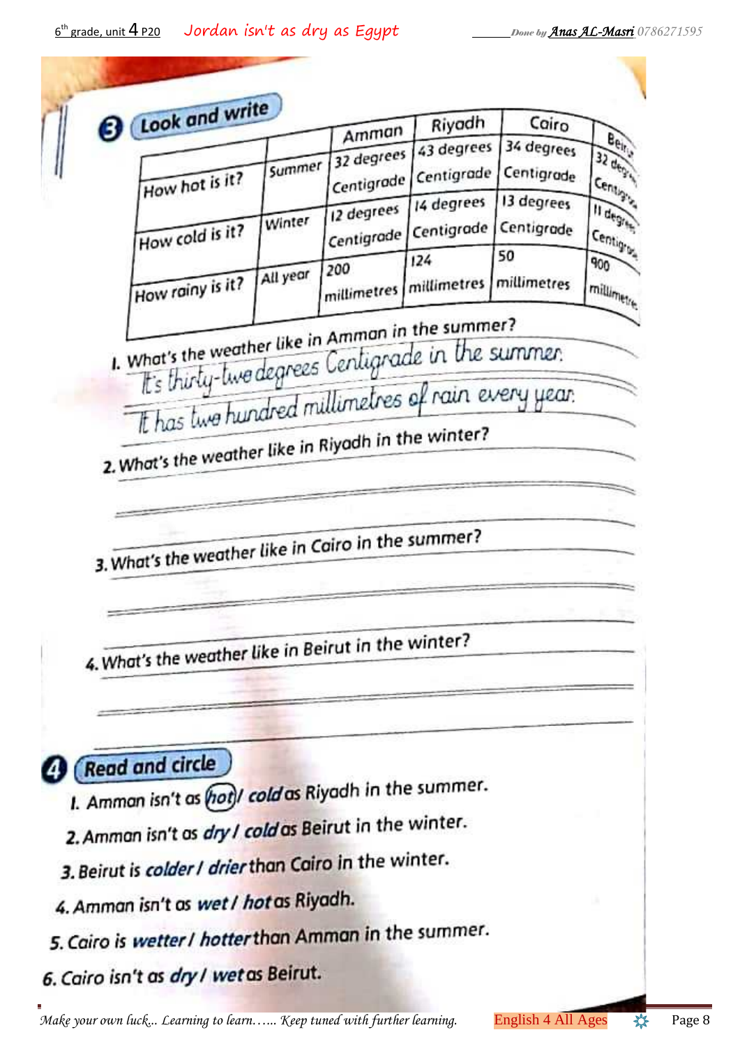## 3 Look and write

| | | Amman | Riyadh | Cairo | Beirut |
|---|---|---|---|---|---|
| How hot is it? | Summer | 32 degrees Centigrade | 43 degrees Centigrade | 34 degrees Centigrade | 32 degrees Centigrade |
| How cold is it? | Winter | 12 degrees Centigrade | 14 degrees Centigrade | 13 degrees Centigrade | 11 degrees Centigrade |
| How rainy is it? | All year | 200 millimetres | 124 millimetres | 50 millimetres | 900 millimetres |

1. What's the weather like in Amman in the summer?

   It's thirty-two degrees Centigrade in the summer.

   It has two hundred millimetres of rain every year.

2. What's the weather like in Riyadh in the winter?

   ______________________________

   ______________________________

3. What's the weather like in Cairo in the summer?

   ______________________________

   ______________________________

4. What's the weather like in Beirut in the winter?

   ______________________________

   ______________________________

## 4 Read and circle

1. Amman isn't as (hot) / *cold* as Riyadh in the summer.
2. Amman isn't as *dry* / *cold* as Beirut in the winter.
3. Beirut is *colder* / *drier* than Cairo in the winter.
4. Amman isn't as *wet* / *hot* as Riyadh.
5. Cairo is *wetter* / *hotter* than Amman in the summer.
6. Cairo isn't as *dry* / *wet* as Beirut.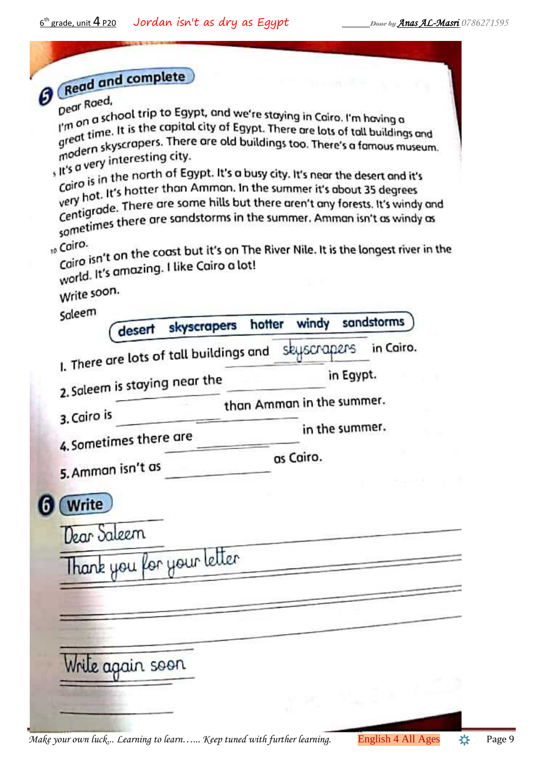## 5 Read and complete

Dear Raed,

I'm on a school trip to Egypt, and we're staying in Cairo. I'm having a great time. It is the capital city of Egypt. There are lots of tall buildings and modern skyscrapers. There are old buildings too. There's a famous museum.

5 It's a very interesting city.

Cairo is in the north of Egypt. It's a busy city. It's near the desert and it's very hot. It's hotter than Amman. In the summer it's about 35 degrees Centigrade. There are some hills but there aren't any forests. It's windy and sometimes there are sandstorms in the summer. Amman isn't as windy as

10 Cairo.

Cairo isn't on the coast but it's on The River Nile. It is the longest river in the world. It's amazing. I like Cairo a lot!

Write soon.

Saleem

**desert   skyscrapers   hotter   windy   sandstorms**

1. There are lots of tall buildings and skyscrapers in Cairo.
2. Saleem is staying near the __________ in Egypt.
3. Cairo is __________ than Amman in the summer.
4. Sometimes there are __________ in the summer.
5. Amman isn't as __________ as Cairo.

## 6 Write

Dear Saleem

Thank you for your letter

______________________________

______________________________

Write again soon

______________________________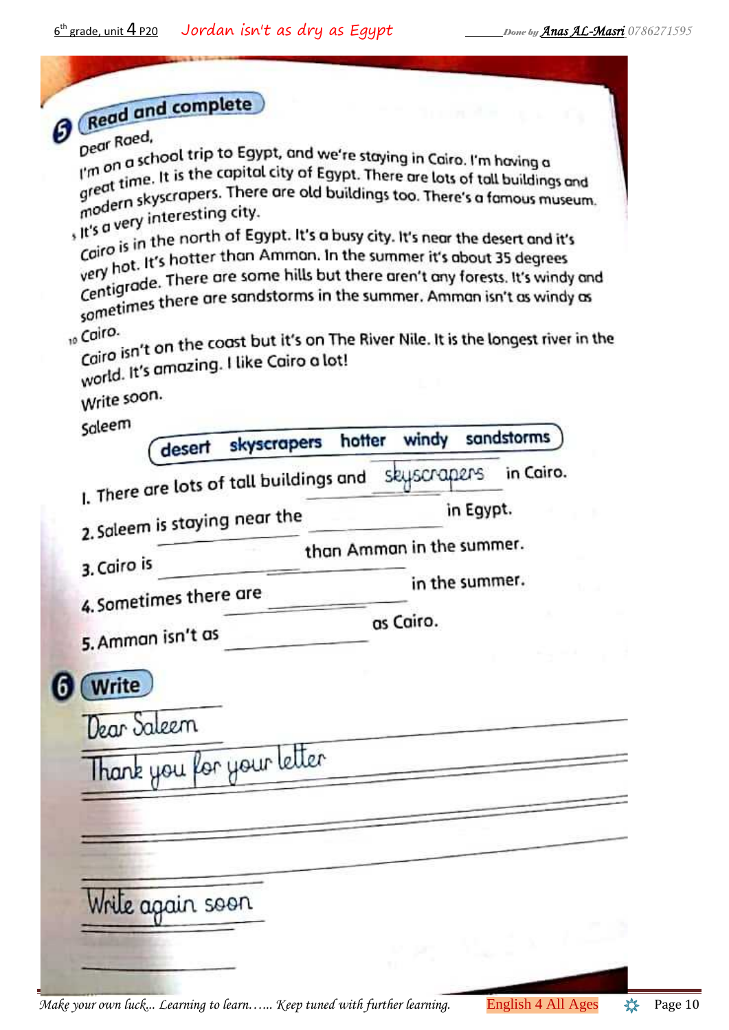## 5 Read and complete

Dear Raed,

I'm on a school trip to Egypt, and we're staying in Cairo. I'm having a great time. It is the capital city of Egypt. There are lots of tall buildings and modern skyscrapers. There are old buildings too. There's a famous museum.

5 It's a very interesting city.

Cairo is in the north of Egypt. It's a busy city. It's near the desert and it's very hot. It's hotter than Amman. In the summer it's about 35 degrees Centigrade. There are some hills but there aren't any forests. It's windy and sometimes there are sandstorms in the summer. Amman isn't as windy as

10 Cairo.

Cairo isn't on the coast but it's on The River Nile. It is the longest river in the world. It's amazing. I like Cairo a lot!

Write soon.

Saleem

| desert | skyscrapers | hotter | windy | sandstorms |
|---|---|---|---|---|

1. There are lots of tall buildings and skyscrapers in Cairo.
2. Saleem is staying near the ________ in Egypt.
3. Cairo is ________ than Amman in the summer.
4. Sometimes there are ________ in the summer.
5. Amman isn't as ________ as Cairo.

## 6 Write

Dear Saleem

Thank you for your letter

________

________

________

Write again soon

________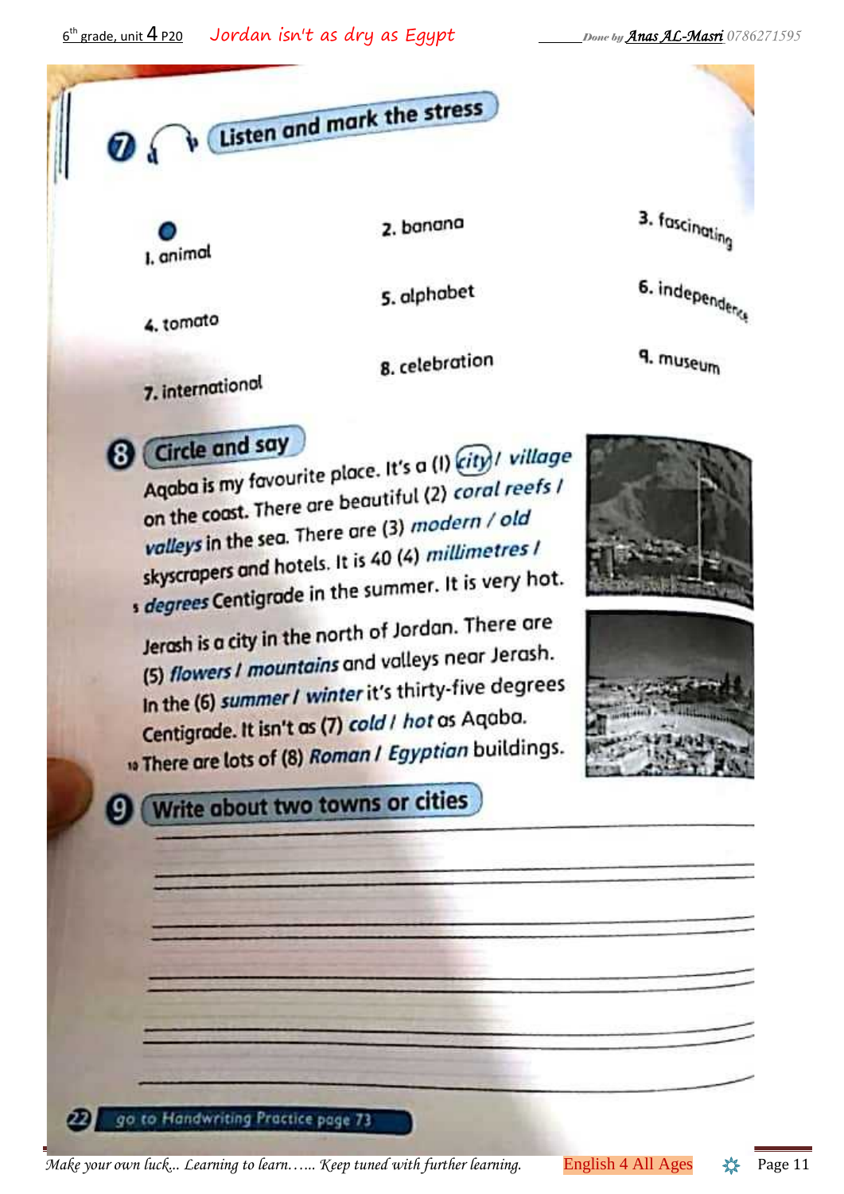# Jordan isn't as dry as Egypt

## 7 Listen and mark the stress

1. animal
2. banana
3. fascinating
4. tomato
5. alphabet
6. independence
7. international
8. celebration
9. museum

## 8 Circle and say

Aqaba is my favourite place. It's a (1) city / village on the coast. There are beautiful (2) coral reefs / valleys in the sea. There are (3) modern / old skyscrapers and hotels. It is 40 (4) millimetres / degrees Centigrade in the summer. It is very hot.

Jerash is a city in the north of Jordan. There are (5) flowers / mountains and valleys near Jerash. In the (6) summer / winter it's thirty-five degrees Centigrade. It isn't as (7) cold / hot as Aqaba. There are lots of (8) Roman / Egyptian buildings.

## 9 Write about two towns or cities

go to Handwriting Practice page 73